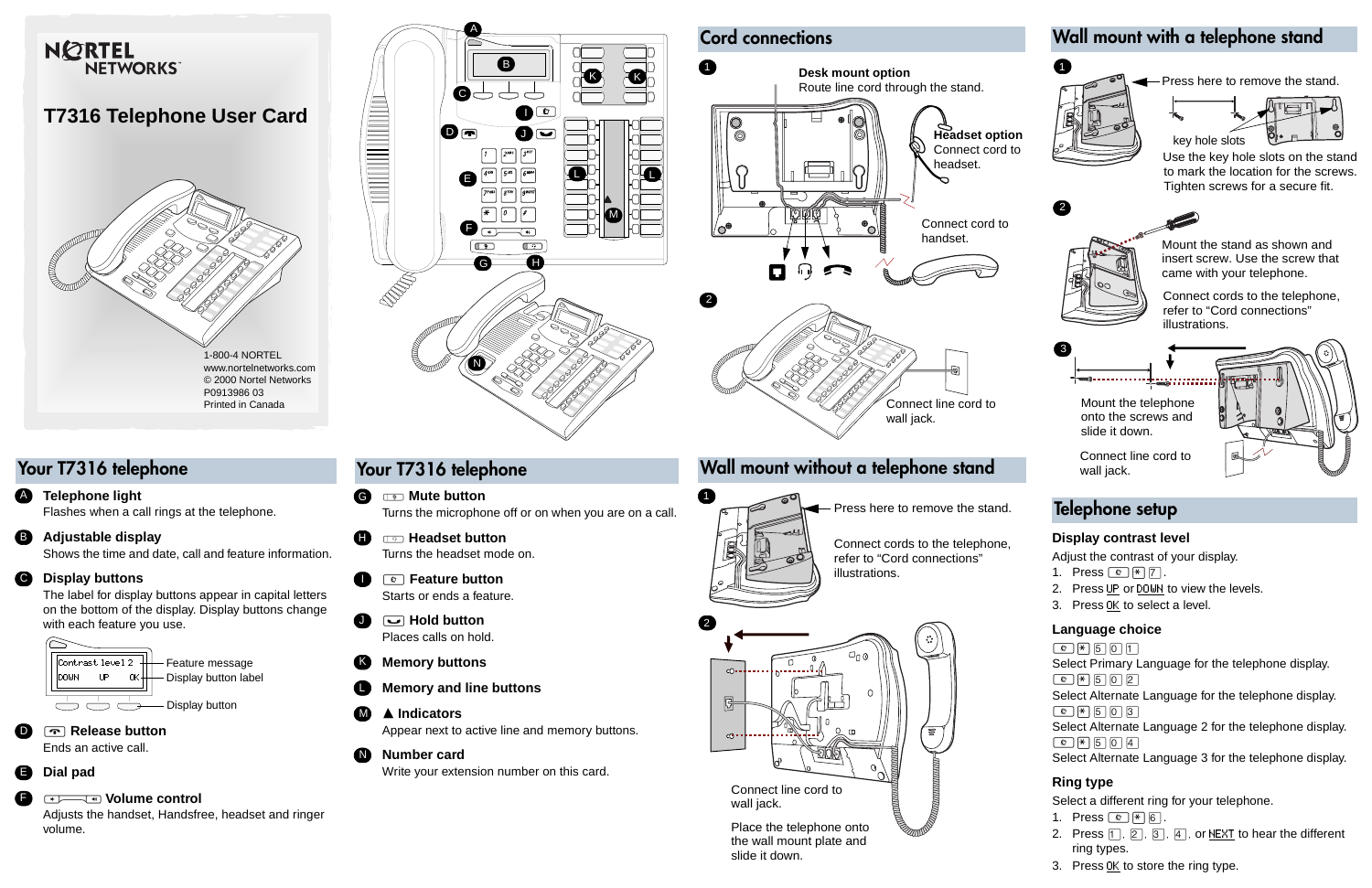NORTEL NETWORKS

# T7316 Telephone User Card

1-800-4 NORTEL
www.nortelnetworks.com
© 2000 Nortel Networks
P0913986 03
Printed in Canada

## Your T7316 telephone

**A Telephone light**
Flashes when a call rings at the telephone.

**B Adjustable display**
Shows the time and date, call and feature information.

**C Display buttons**
The label for display buttons appear in capital letters on the bottom of the display. Display buttons change with each feature you use.

Contrast level 2 — Feature message
DOWN UP OK — Display button label
Display button

**D Release button**
Ends an active call.

**E Dial pad**

**F Volume control**
Adjusts the handset, Handsfree, headset and ringer volume.

**G Mute button**
Turns the microphone off or on when you are on a call.

**H Headset button**
Turns the headset mode on.

**I Feature button**
Starts or ends a feature.

**J Hold button**
Places calls on hold.

**K Memory buttons**

**L Memory and line buttons**

**M ▲ Indicators**
Appear next to active line and memory buttons.

**N Number card**
Write your extension number on this card.

## Cord connections

1. **Desk mount option**
   Route line cord through the stand.

   **Headset option**
   Connect cord to headset.

   Connect cord to handset.

2. Connect line cord to wall jack.

## Wall mount without a telephone stand

1. Press here to remove the stand.

   Connect cords to the telephone, refer to "Cord connections" illustrations.

2. Connect line cord to wall jack.

   Place the telephone onto the wall mount plate and slide it down.

## Wall mount with a telephone stand

1. Press here to remove the stand.

   key hole slots

   Use the key hole slots on the stand to mark the location for the screws. Tighten screws for a secure fit.

2. Mount the stand as shown and insert screw. Use the screw that came with your telephone.

   Connect cords to the telephone, refer to "Cord connections" illustrations.

3. Mount the telephone onto the screws and slide it down.

   Connect line cord to wall jack.

## Telephone setup

### Display contrast level

Adjust the contrast of your display.

1. Press [Feature] [*] [7].
2. Press UP or DOWN to view the levels.
3. Press OK to select a level.

### Language choice

[Feature] [*] [5] [0] [1]
Select Primary Language for the telephone display.

[Feature] [*] [5] [0] [2]
Select Alternate Language for the telephone display.

[Feature] [*] [5] [0] [3]
Select Alternate Language 2 for the telephone display.

[Feature] [*] [5] [0] [4]
Select Alternate Language 3 for the telephone display.

### Ring type

Select a different ring for your telephone.

1. Press [Feature] [*] [6].
2. Press [1], [2], [3], [4], or NEXT to hear the different ring types.
3. Press OK to store the ring type.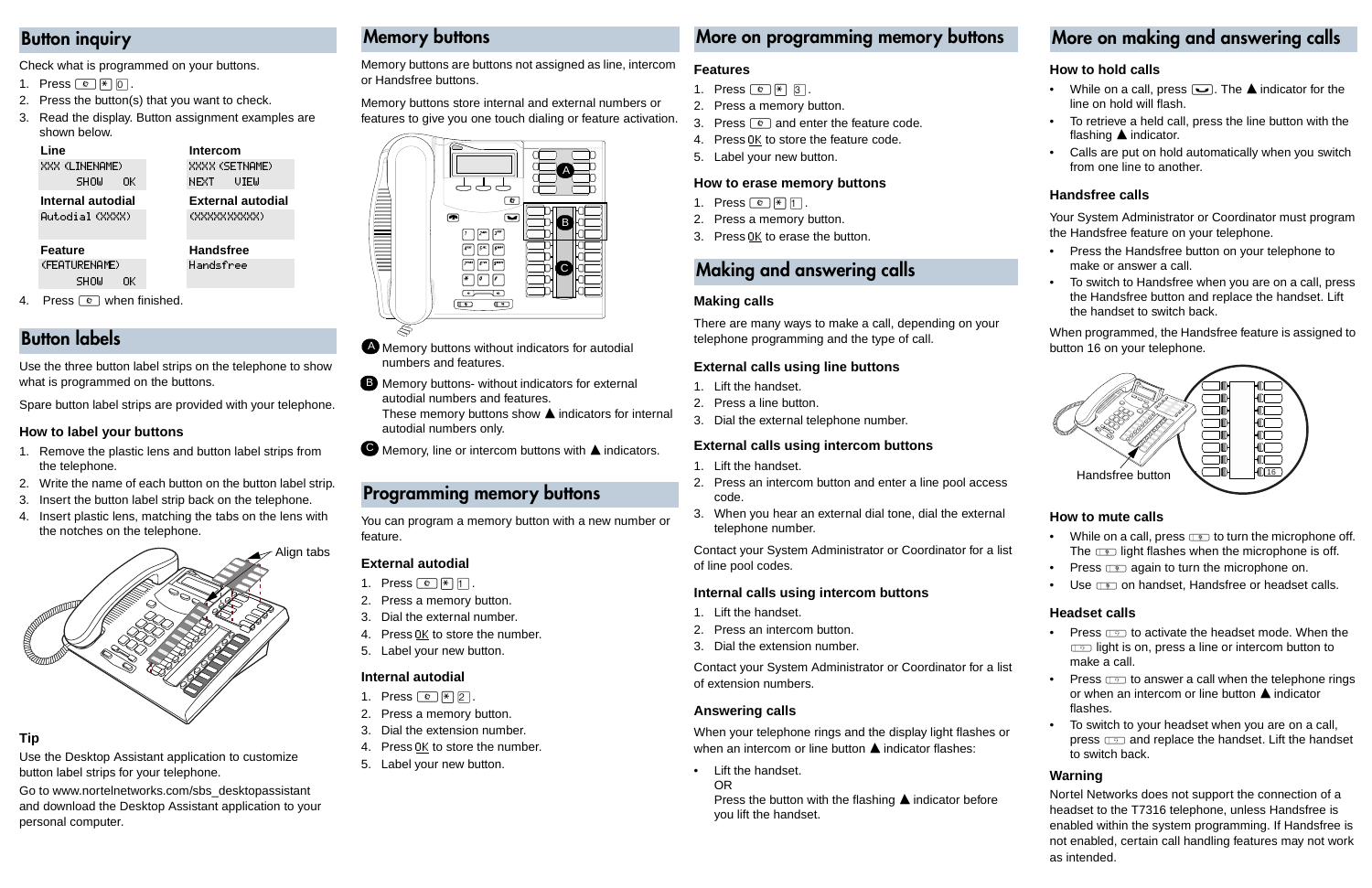## Button inquiry

Check what is programmed on your buttons.

1. Press ⚙ * 0 .
2. Press the button(s) that you want to check.
3. Read the display. Button assignment examples are shown below.

| Line | Intercom |
|---|---|
| XXX (LINENAME) SHOW OK | XXXX (SETNAME) NEXT VIEW |
| **Internal autodial** | **External autodial** |
| Autodial (XXXX) | (XXXXXXXXXX) |
| **Feature** | **Handsfree** |
| (FEATURENAME) SHOW OK | Handsfree |

4. Press ⚙ when finished.

## Button labels

Use the three button label strips on the telephone to show what is programmed on the buttons.

Spare button label strips are provided with your telephone.

### How to label your buttons

1. Remove the plastic lens and button label strips from the telephone.
2. Write the name of each button on the button label strip.
3. Insert the button label strip back on the telephone.
4. Insert plastic lens, matching the tabs on the lens with the notches on the telephone.

Align tabs

### Tip

Use the Desktop Assistant application to customize button label strips for your telephone.

Go to www.nortelnetworks.com/sbs_desktopassistant and download the Desktop Assistant application to your personal computer.

## Memory buttons

Memory buttons are buttons not assigned as line, intercom or Handsfree buttons.

Memory buttons store internal and external numbers or features to give you one touch dialing or feature activation.

A Memory buttons without indicators for autodial numbers and features.

B Memory buttons- without indicators for external autodial numbers and features.
These memory buttons show ▲ indicators for internal autodial numbers only.

C Memory, line or intercom buttons with ▲ indicators.

## Programming memory buttons

You can program a memory button with a new number or feature.

### External autodial

1. Press ⚙ * 1 .
2. Press a memory button.
3. Dial the external number.
4. Press OK to store the number.
5. Label your new button.

### Internal autodial

1. Press ⚙ * 2 .
2. Press a memory button.
3. Dial the extension number.
4. Press OK to store the number.
5. Label your new button.

## More on programming memory buttons

### Features

1. Press ⚙ * 3 .
2. Press a memory button.
3. Press ⚙ and enter the feature code.
4. Press OK to store the feature code.
5. Label your new button.

### How to erase memory buttons

1. Press ⚙ * 1 .
2. Press a memory button.
3. Press OK to erase the button.

## Making and answering calls

### Making calls

There are many ways to make a call, depending on your telephone programming and the type of call.

### External calls using line buttons

1. Lift the handset.
2. Press a line button.
3. Dial the external telephone number.

### External calls using intercom buttons

1. Lift the handset.
2. Press an intercom button and enter a line pool access code.
3. When you hear an external dial tone, dial the external telephone number.

Contact your System Administrator or Coordinator for a list of line pool codes.

### Internal calls using intercom buttons

1. Lift the handset.
2. Press an intercom button.
3. Dial the extension number.

Contact your System Administrator or Coordinator for a list of extension numbers.

### Answering calls

When your telephone rings and the display light flashes or when an intercom or line button ▲ indicator flashes:

- Lift the handset.
  OR
  Press the button with the flashing ▲ indicator before you lift the handset.

## More on making and answering calls

### How to hold calls

- While on a call, press the hold button. The ▲ indicator for the line on hold will flash.
- To retrieve a held call, press the line button with the flashing ▲ indicator.
- Calls are put on hold automatically when you switch from one line to another.

### Handsfree calls

Your System Administrator or Coordinator must program the Handsfree feature on your telephone.

- Press the Handsfree button on your telephone to make or answer a call.
- To switch to Handsfree when you are on a call, press the Handsfree button and replace the handset. Lift the handset to switch back.

When programmed, the Handsfree feature is assigned to button 16 on your telephone.

Handsfree button

16

### How to mute calls

- While on a call, press the mute button to turn the microphone off. The mute light flashes when the microphone is off.
- Press the mute button again to turn the microphone on.
- Use the mute button on handset, Handsfree or headset calls.

### Headset calls

- Press the headset button to activate the headset mode. When the headset light is on, press a line or intercom button to make a call.
- Press the headset button to answer a call when the telephone rings or when an intercom or line button ▲ indicator flashes.
- To switch to your headset when you are on a call, press the headset button and replace the handset. Lift the handset to switch back.

### Warning

Nortel Networks does not support the connection of a headset to the T7316 telephone, unless Handsfree is enabled within the system programming. If Handsfree is not enabled, certain call handling features may not work as intended.